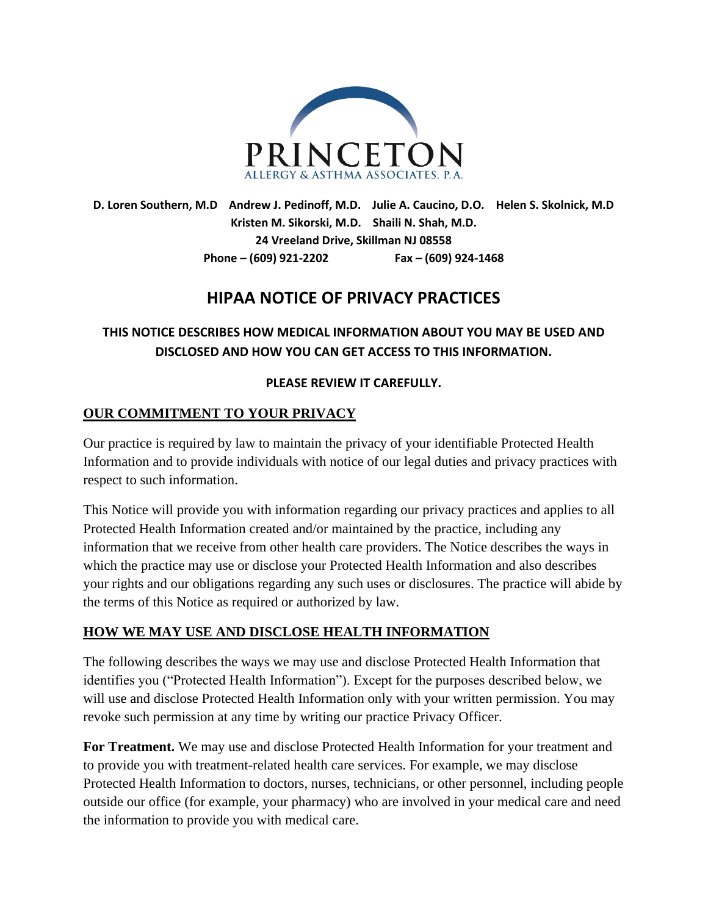PRINCETON

ALLERGY & ASTHMA ASSOCIATES, P.A.

**D. Loren Southern, M.D   Andrew J. Pedinoff, M.D.   Julie A. Caucino, D.O.   Helen S. Skolnick, M.D**
**Kristen M. Sikorski, M.D.   Shaili N. Shah, M.D.**
**24 Vreeland Drive, Skillman NJ 08558**
**Phone – (609) 921-2202   Fax – (609) 924-1468**

# HIPAA NOTICE OF PRIVACY PRACTICES

**THIS NOTICE DESCRIBES HOW MEDICAL INFORMATION ABOUT YOU MAY BE USED AND DISCLOSED AND HOW YOU CAN GET ACCESS TO THIS INFORMATION.**

**PLEASE REVIEW IT CAREFULLY.**

## OUR COMMITMENT TO YOUR PRIVACY

Our practice is required by law to maintain the privacy of your identifiable Protected Health Information and to provide individuals with notice of our legal duties and privacy practices with respect to such information.

This Notice will provide you with information regarding our privacy practices and applies to all Protected Health Information created and/or maintained by the practice, including any information that we receive from other health care providers. The Notice describes the ways in which the practice may use or disclose your Protected Health Information and also describes your rights and our obligations regarding any such uses or disclosures. The practice will abide by the terms of this Notice as required or authorized by law.

## HOW WE MAY USE AND DISCLOSE HEALTH INFORMATION

The following describes the ways we may use and disclose Protected Health Information that identifies you ("Protected Health Information"). Except for the purposes described below, we will use and disclose Protected Health Information only with your written permission. You may revoke such permission at any time by writing our practice Privacy Officer.

**For Treatment.** We may use and disclose Protected Health Information for your treatment and to provide you with treatment-related health care services. For example, we may disclose Protected Health Information to doctors, nurses, technicians, or other personnel, including people outside our office (for example, your pharmacy) who are involved in your medical care and need the information to provide you with medical care.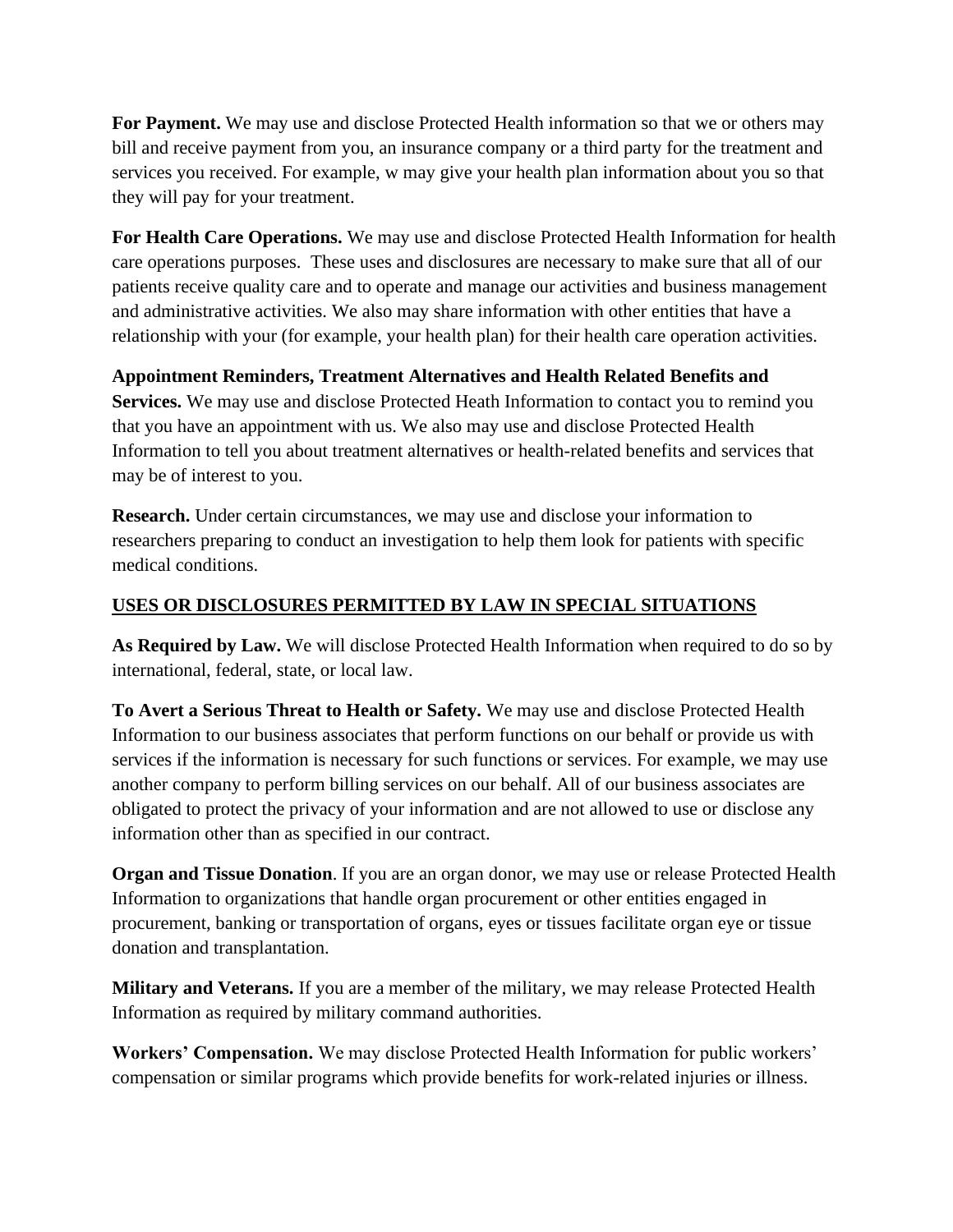**For Payment.** We may use and disclose Protected Health information so that we or others may bill and receive payment from you, an insurance company or a third party for the treatment and services you received. For example, w may give your health plan information about you so that they will pay for your treatment.

**For Health Care Operations.** We may use and disclose Protected Health Information for health care operations purposes. These uses and disclosures are necessary to make sure that all of our patients receive quality care and to operate and manage our activities and business management and administrative activities. We also may share information with other entities that have a relationship with your (for example, your health plan) for their health care operation activities.

**Appointment Reminders, Treatment Alternatives and Health Related Benefits and Services.** We may use and disclose Protected Heath Information to contact you to remind you that you have an appointment with us. We also may use and disclose Protected Health Information to tell you about treatment alternatives or health-related benefits and services that may be of interest to you.

**Research.** Under certain circumstances, we may use and disclose your information to researchers preparing to conduct an investigation to help them look for patients with specific medical conditions.

## USES OR DISCLOSURES PERMITTED BY LAW IN SPECIAL SITUATIONS

**As Required by Law.** We will disclose Protected Health Information when required to do so by international, federal, state, or local law.

**To Avert a Serious Threat to Health or Safety.** We may use and disclose Protected Health Information to our business associates that perform functions on our behalf or provide us with services if the information is necessary for such functions or services. For example, we may use another company to perform billing services on our behalf. All of our business associates are obligated to protect the privacy of your information and are not allowed to use or disclose any information other than as specified in our contract.

**Organ and Tissue Donation**. If you are an organ donor, we may use or release Protected Health Information to organizations that handle organ procurement or other entities engaged in procurement, banking or transportation of organs, eyes or tissues facilitate organ eye or tissue donation and transplantation.

**Military and Veterans.** If you are a member of the military, we may release Protected Health Information as required by military command authorities.

**Workers' Compensation.** We may disclose Protected Health Information for public workers' compensation or similar programs which provide benefits for work-related injuries or illness.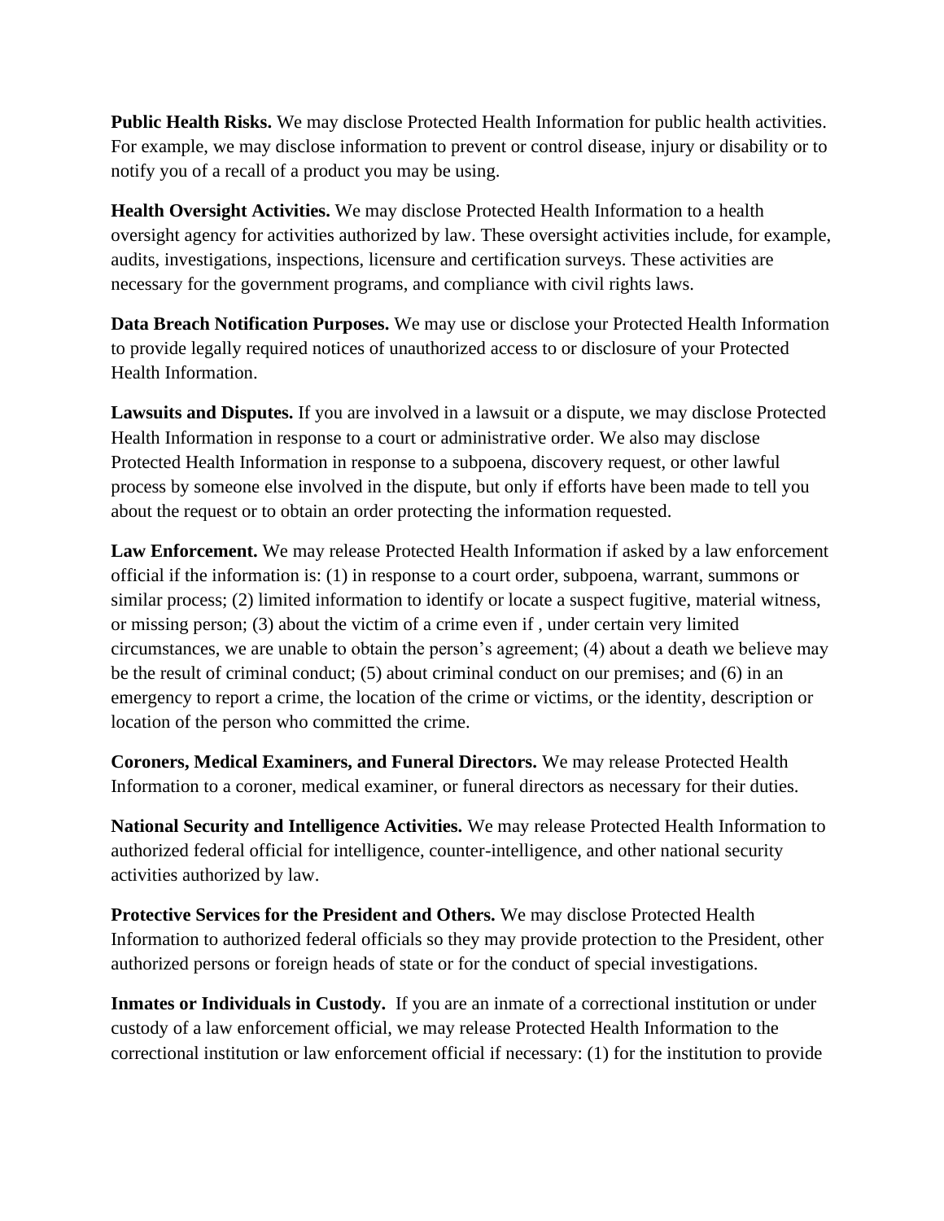**Public Health Risks.** We may disclose Protected Health Information for public health activities. For example, we may disclose information to prevent or control disease, injury or disability or to notify you of a recall of a product you may be using.

**Health Oversight Activities.** We may disclose Protected Health Information to a health oversight agency for activities authorized by law. These oversight activities include, for example, audits, investigations, inspections, licensure and certification surveys. These activities are necessary for the government programs, and compliance with civil rights laws.

**Data Breach Notification Purposes.** We may use or disclose your Protected Health Information to provide legally required notices of unauthorized access to or disclosure of your Protected Health Information.

**Lawsuits and Disputes.** If you are involved in a lawsuit or a dispute, we may disclose Protected Health Information in response to a court or administrative order. We also may disclose Protected Health Information in response to a subpoena, discovery request, or other lawful process by someone else involved in the dispute, but only if efforts have been made to tell you about the request or to obtain an order protecting the information requested.

**Law Enforcement.** We may release Protected Health Information if asked by a law enforcement official if the information is: (1) in response to a court order, subpoena, warrant, summons or similar process; (2) limited information to identify or locate a suspect fugitive, material witness, or missing person; (3) about the victim of a crime even if , under certain very limited circumstances, we are unable to obtain the person's agreement; (4) about a death we believe may be the result of criminal conduct; (5) about criminal conduct on our premises; and (6) in an emergency to report a crime, the location of the crime or victims, or the identity, description or location of the person who committed the crime.

**Coroners, Medical Examiners, and Funeral Directors.** We may release Protected Health Information to a coroner, medical examiner, or funeral directors as necessary for their duties.

**National Security and Intelligence Activities.** We may release Protected Health Information to authorized federal official for intelligence, counter-intelligence, and other national security activities authorized by law.

**Protective Services for the President and Others.** We may disclose Protected Health Information to authorized federal officials so they may provide protection to the President, other authorized persons or foreign heads of state or for the conduct of special investigations.

**Inmates or Individuals in Custody.** If you are an inmate of a correctional institution or under custody of a law enforcement official, we may release Protected Health Information to the correctional institution or law enforcement official if necessary: (1) for the institution to provide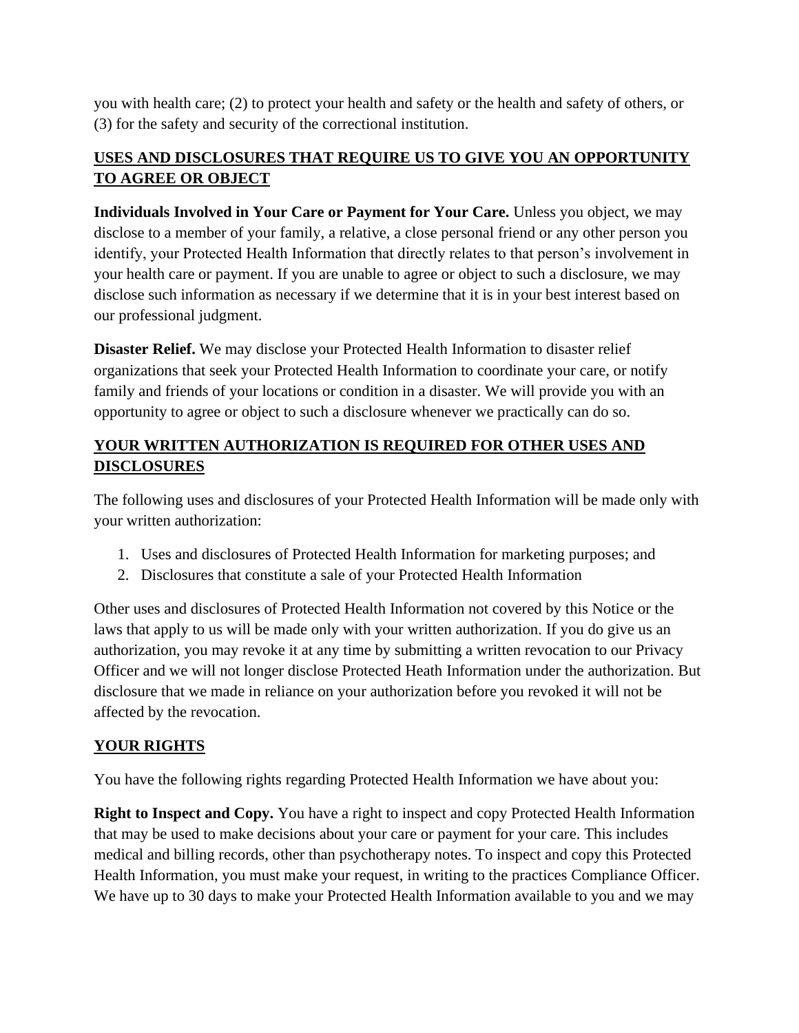you with health care; (2) to protect your health and safety or the health and safety of others, or (3) for the safety and security of the correctional institution.

## USES AND DISCLOSURES THAT REQUIRE US TO GIVE YOU AN OPPORTUNITY TO AGREE OR OBJECT

**Individuals Involved in Your Care or Payment for Your Care.** Unless you object, we may disclose to a member of your family, a relative, a close personal friend or any other person you identify, your Protected Health Information that directly relates to that person's involvement in your health care or payment. If you are unable to agree or object to such a disclosure, we may disclose such information as necessary if we determine that it is in your best interest based on our professional judgment.

**Disaster Relief.** We may disclose your Protected Health Information to disaster relief organizations that seek your Protected Health Information to coordinate your care, or notify family and friends of your locations or condition in a disaster. We will provide you with an opportunity to agree or object to such a disclosure whenever we practically can do so.

## YOUR WRITTEN AUTHORIZATION IS REQUIRED FOR OTHER USES AND DISCLOSURES

The following uses and disclosures of your Protected Health Information will be made only with your written authorization:

1. Uses and disclosures of Protected Health Information for marketing purposes; and
2. Disclosures that constitute a sale of your Protected Health Information

Other uses and disclosures of Protected Health Information not covered by this Notice or the laws that apply to us will be made only with your written authorization. If you do give us an authorization, you may revoke it at any time by submitting a written revocation to our Privacy Officer and we will not longer disclose Protected Heath Information under the authorization. But disclosure that we made in reliance on your authorization before you revoked it will not be affected by the revocation.

## YOUR RIGHTS

You have the following rights regarding Protected Health Information we have about you:

**Right to Inspect and Copy.** You have a right to inspect and copy Protected Health Information that may be used to make decisions about your care or payment for your care. This includes medical and billing records, other than psychotherapy notes. To inspect and copy this Protected Health Information, you must make your request, in writing to the practices Compliance Officer. We have up to 30 days to make your Protected Health Information available to you and we may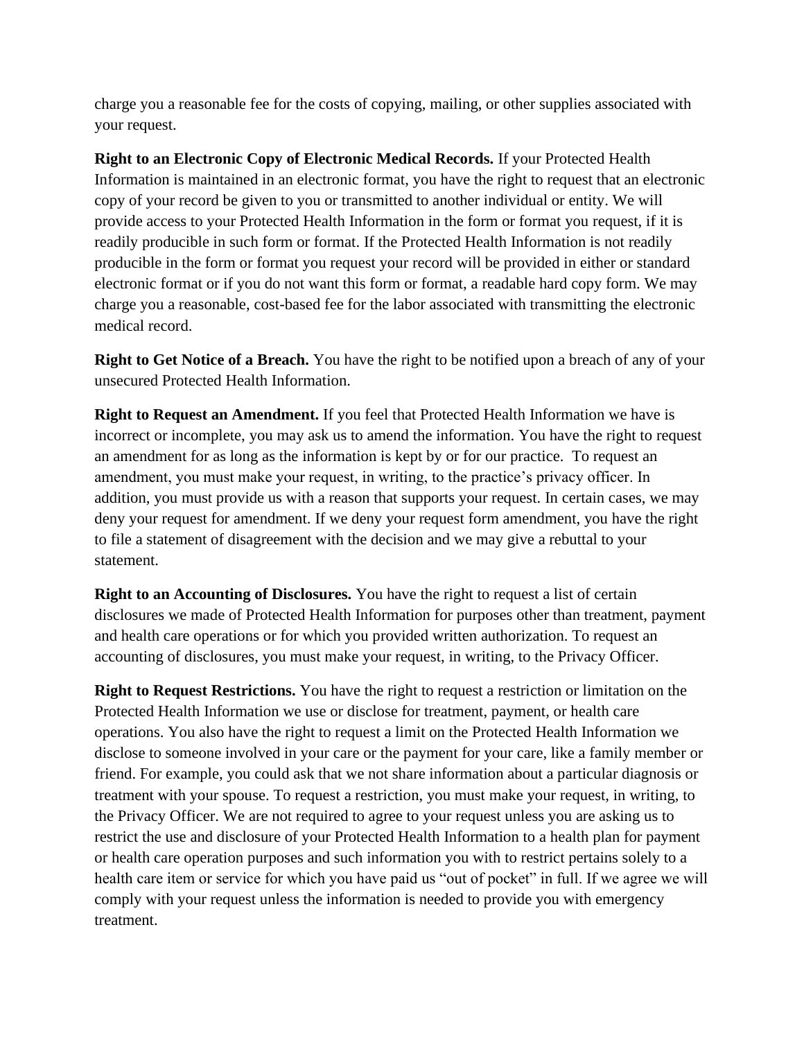charge you a reasonable fee for the costs of copying, mailing, or other supplies associated with your request.

**Right to an Electronic Copy of Electronic Medical Records.** If your Protected Health Information is maintained in an electronic format, you have the right to request that an electronic copy of your record be given to you or transmitted to another individual or entity. We will provide access to your Protected Health Information in the form or format you request, if it is readily producible in such form or format. If the Protected Health Information is not readily producible in the form or format you request your record will be provided in either or standard electronic format or if you do not want this form or format, a readable hard copy form. We may charge you a reasonable, cost-based fee for the labor associated with transmitting the electronic medical record.

**Right to Get Notice of a Breach.** You have the right to be notified upon a breach of any of your unsecured Protected Health Information.

**Right to Request an Amendment.** If you feel that Protected Health Information we have is incorrect or incomplete, you may ask us to amend the information. You have the right to request an amendment for as long as the information is kept by or for our practice. To request an amendment, you must make your request, in writing, to the practice's privacy officer. In addition, you must provide us with a reason that supports your request. In certain cases, we may deny your request for amendment. If we deny your request form amendment, you have the right to file a statement of disagreement with the decision and we may give a rebuttal to your statement.

**Right to an Accounting of Disclosures.** You have the right to request a list of certain disclosures we made of Protected Health Information for purposes other than treatment, payment and health care operations or for which you provided written authorization. To request an accounting of disclosures, you must make your request, in writing, to the Privacy Officer.

**Right to Request Restrictions.** You have the right to request a restriction or limitation on the Protected Health Information we use or disclose for treatment, payment, or health care operations. You also have the right to request a limit on the Protected Health Information we disclose to someone involved in your care or the payment for your care, like a family member or friend. For example, you could ask that we not share information about a particular diagnosis or treatment with your spouse. To request a restriction, you must make your request, in writing, to the Privacy Officer. We are not required to agree to your request unless you are asking us to restrict the use and disclosure of your Protected Health Information to a health plan for payment or health care operation purposes and such information you with to restrict pertains solely to a health care item or service for which you have paid us "out of pocket" in full. If we agree we will comply with your request unless the information is needed to provide you with emergency treatment.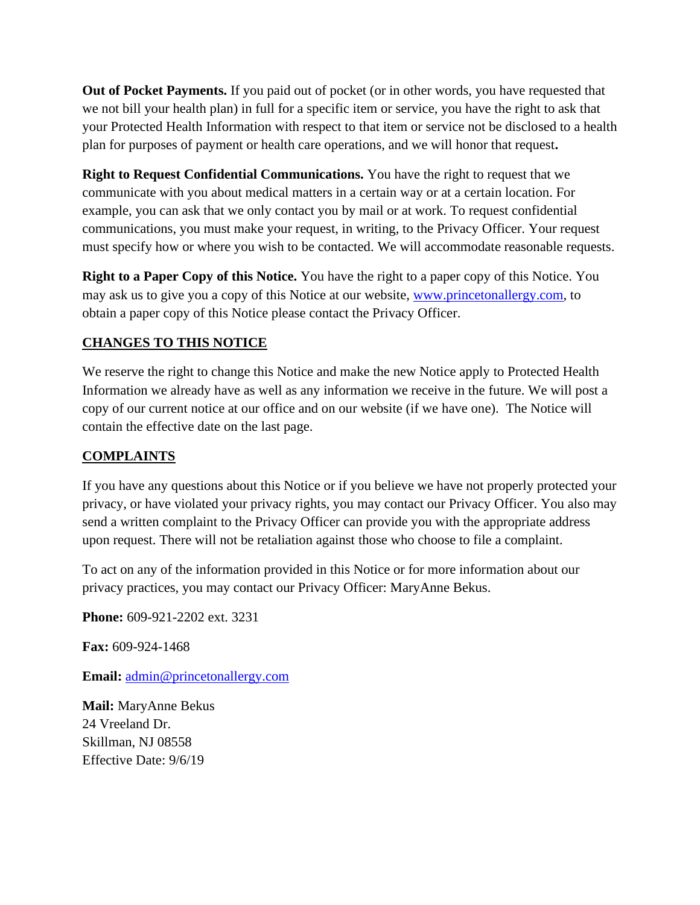**Out of Pocket Payments.** If you paid out of pocket (or in other words, you have requested that we not bill your health plan) in full for a specific item or service, you have the right to ask that your Protected Health Information with respect to that item or service not be disclosed to a health plan for purposes of payment or health care operations, and we will honor that request**.**

**Right to Request Confidential Communications.** You have the right to request that we communicate with you about medical matters in a certain way or at a certain location. For example, you can ask that we only contact you by mail or at work. To request confidential communications, you must make your request, in writing, to the Privacy Officer. Your request must specify how or where you wish to be contacted. We will accommodate reasonable requests.

**Right to a Paper Copy of this Notice.** You have the right to a paper copy of this Notice. You may ask us to give you a copy of this Notice at our website, [www.princetonallergy.com](http://www.princetonallergy.com), to obtain a paper copy of this Notice please contact the Privacy Officer.

## CHANGES TO THIS NOTICE

We reserve the right to change this Notice and make the new Notice apply to Protected Health Information we already have as well as any information we receive in the future. We will post a copy of our current notice at our office and on our website (if we have one). The Notice will contain the effective date on the last page.

## COMPLAINTS

If you have any questions about this Notice or if you believe we have not properly protected your privacy, or have violated your privacy rights, you may contact our Privacy Officer. You also may send a written complaint to the Privacy Officer can provide you with the appropriate address upon request. There will not be retaliation against those who choose to file a complaint.

To act on any of the information provided in this Notice or for more information about our privacy practices, you may contact our Privacy Officer: MaryAnne Bekus.

**Phone:** 609-921-2202 ext. 3231

**Fax:** 609-924-1468

**Email:** [admin@princetonallergy.com](mailto:admin@princetonallergy.com)

**Mail:** MaryAnne Bekus
24 Vreeland Dr.
Skillman, NJ 08558
Effective Date: 9/6/19